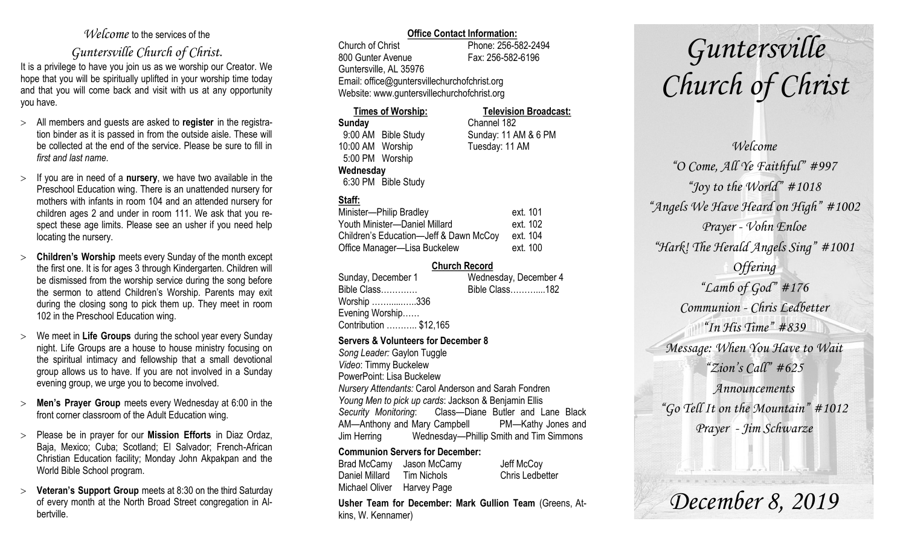*Welcome* to the services of the

*Guntersville Church of Christ.*

It is a privilege to have you join us as we worship our Creator. We hope that you will be spiritually uplifted in your worship time today and that you will come back and visit with us at any opportunity you have.

- All members and guests are asked to **register** in the registration binder as it is passed in from the outside aisle. These will be collected at the end of the service. Please be sure to fill in *first and last name*.
- If you are in need of a **nursery**, we have two available in the Preschool Education wing. There is an unattended nursery for mothers with infants in room 104 and an attended nursery for children ages 2 and under in room 111. We ask that you respect these age limits. Please see an usher if you need help locating the nursery.
- **Children's Worship** meets every Sunday of the month except the first one. It is for ages 3 through Kindergarten. Children will be dismissed from the worship service during the song before the sermon to attend Children's Worship. Parents may exit during the closing song to pick them up. They meet in room 102 in the Preschool Education wing.
- We meet in **Life Groups** during the school year every Sunday night. Life Groups are a house to house ministry focusing on the spiritual intimacy and fellowship that a small devotional group allows us to have. If you are not involved in a Sunday evening group, we urge you to become involved.
- **Men's Prayer Group** meets every Wednesday at 6:00 in the front corner classroom of the Adult Education wing.
- Please be in prayer for our **Mission Efforts** in Diaz Ordaz, Baja, Mexico; Cuba; Scotland; El Salvador; French-African Christian Education facility; Monday John Akpakpan and the World Bible School program.
- **Veteran's Support Group** meets at 8:30 on the third Saturday of every month at the North Broad Street congregation in Albertville.

**Office Contact Information:**

Church of Christ — Phone: 256-582-2494
800 Gunter Avenue — Fax: 256-582-6196
Guntersville, AL 35976
Email: office@guntersvillechurchofchrist.org
Website: www.guntersvillechurchofchrist.org

| **Times of Worship:** | **Television Broadcast:** |
|---|---|
| **Sunday** | Channel 182 |
| 9:00 AM Bible Study | Sunday: 11 AM & 6 PM |
| 10:00 AM Worship | Tuesday: 11 AM |
| 5:00 PM Worship | |
| **Wednesday** | |
| 6:30 PM Bible Study | |

**Staff:**

| | |
|---|---|
| Minister—Philip Bradley | ext. 101 |
| Youth Minister—Daniel Millard | ext. 102 |
| Children's Education—Jeff & Dawn McCoy | ext. 104 |
| Office Manager—Lisa Buckelew | ext. 100 |

**Church Record**

| Sunday, December 1 | Wednesday, December 4 |
|---|---|
| Bible Class………… | Bible Class………...182 |
| Worship ……......…..336 | |
| Evening Worship…… | |
| Contribution ……….. $12,165 | |

**Servers & Volunteers for December 8**

*Song Leader:* Gaylon Tuggle
*Video*: Timmy Buckelew
PowerPoint: Lisa Buckelew
*Nursery Attendants:* Carol Anderson and Sarah Fondren
*Young Men to pick up cards*: Jackson & Benjamin Ellis
*Security Monitoring*: Class—Diane Butler and Lane Black AM—Anthony and Mary Campbell PM—Kathy Jones and Jim Herring Wednesday—Phillip Smith and Tim Simmons

**Communion Servers for December:**

| | | |
|---|---|---|
| Brad McCamy | Jason McCamy | Jeff McCoy |
| Daniel Millard | Tim Nichols | Chris Ledbetter |
| Michael Oliver | Harvey Page | |

**Usher Team for December: Mark Gullion Team** (Greens, Atkins, W. Kennamer)

# *Guntersville Church of Christ*

*Welcome*

*"O Come, All Ye Faithful" #997*

*"Joy to the World" #1018*

*"Angels We Have Heard on High" #1002*

*Prayer - Vohn Enloe*

*"Hark! The Herald Angels Sing" #1001*

*Offering*

*"Lamb of God" #176*

*Communion - Chris Ledbetter*

*"In His Time" #839*

*Message: When You Have to Wait*

*"Zion's Call" #625*

*Announcements*

*"Go Tell It on the Mountain" #1012*

*Prayer - Jim Schwarze*

## *December 8, 2019*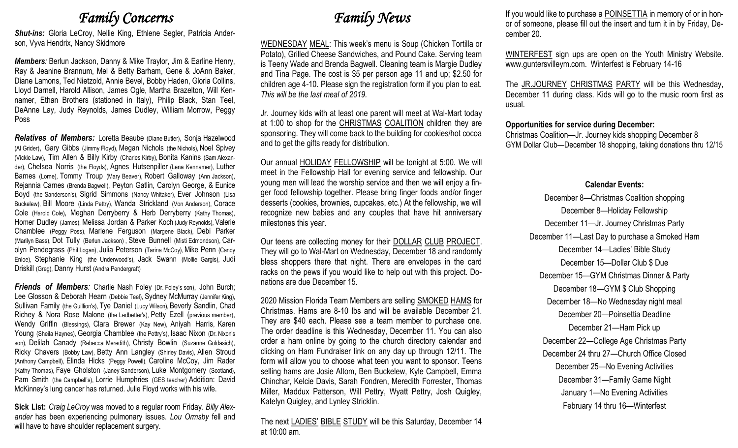# Family Concerns

***Shut-ins:*** Gloria LeCroy, Nellie King, Ethlene Segler, Patricia Anderson, Vyva Hendrix, Nancy Skidmore

***Members:*** Berlun Jackson, Danny & Mike Traylor, Jim & Earline Henry, Ray & Jeanine Brannum, Mel & Betty Barham, Gene & JoAnn Baker, Diane Lamons, Ted Nietzold, Annie Bevel, Bobby Haden, Gloria Collins, Lloyd Darnell, Harold Allison, James Ogle, Martha Brazelton, Will Kennamer, Ethan Brothers (stationed in Italy), Philip Black, Stan Teel, DeAnne Lay, Judy Reynolds, James Dudley, William Morrow, Peggy Poss

***Relatives of Members:*** Loretta Beaube (Diane Butler), Sonja Hazelwood (Al Grider), Gary Gibbs (Jimmy Floyd), Megan Nichols (the Nichols), Noel Spivey (Vickie Law), Tim Allen & Billy Kirby (Charles Kirby), Bonita Kanins (Sam Alexander), Chelsea Norris (the Floyds), Agnes Hutsenpiller (Lena Kennamer), Luther Barnes (Lorne), Tommy Troup (Mary Beaver), Robert Galloway (Ann Jackson), Rejannia Carnes (Brenda Bagwell), Peyton Gatlin, Carolyn George, & Eunice Boyd (the Sanderson's), Sigrid Simmons (Nancy Whitaker), Ever Johnson (Lisa Buckelew), Bill Moore (Linda Pettry), Wanda Strickland (Von Anderson), Corace Cole (Harold Cole), Meghan Derryberry & Herb Derryberry (Kathy Thomas), Homer Dudley (James), Melissa Jordan & Parker Koch (Judy Reynolds), Valerie Chamblee (Peggy Poss), Marlene Ferguson (Margene Black), Debi Parker (Marilyn Bass), Dot Tully (Berlun Jackson), Steve Bunnell (Misti Edmondson), Carolyn Pendegrass (Phil Logan), Julia Peterson (Tarina McCoy), Mike Penn (Candy Enloe), Stephanie King (the Underwood's), Jack Swann (Mollie Gargis), Judi Driskill (Greg), Danny Hurst (Andra Pendergraft)

***Friends of Members:*** Charlie Nash Foley (Dr. Foley's son), John Burch; Lee Glosson & Deborah Hearn (Debbie Teel), Sydney McMurray (Jennifer King), Sullivan Family (the Guillion's), Tye Daniel (Lucy Wilson), Beverly Sandlin, Chad Richey & Nora Rose Malone (the Ledbetter's), Petty Ezell (previous member), Wendy Griffin (Blessings), Clara Brewer (Kay New), Aniyah Harris, Karen Young (Sheila Haynes), Georgia Chamblee (the Pettry's), Isaac Nixon (Dr. Nixon's son), Delilah Canady (Rebecca Meredith), Christy Bowlin (Suzanne Goldasich), Ricky Chavers (Bobby Law), Betty Ann Langley (Shirley Davis), Allen Stroud (Anthony Campbell), Elinda Hicks (Peggy Powell), Caroline McCoy, Jim Rader (Kathy Thomas), Faye Gholston (Janey Sanderson), Luke Montgomery (Scotland), Pam Smith (the Campbell's), Lorrie Humphries (GES teacher) Addition: David McKinney's lung cancer has returned. Julie Floyd works with his wife.

**Sick List:** *Craig LeCroy* was moved to a regular room Friday. *Billy Alexander* has been experiencing pulmonary issues. *Lou Ormsby* fell and will have to have shoulder replacement surgery.

# Family News

WEDNESDAY MEAL: This week's menu is Soup (Chicken Tortilla or Potato), Grilled Cheese Sandwiches, and Pound Cake. Serving team is Teeny Wade and Brenda Bagwell. Cleaning team is Margie Dudley and Tina Page. The cost is $5 per person age 11 and up; $2.50 for children age 4-10. Please sign the registration form if you plan to eat. *This will be the last meal of 2019.*

Jr. Journey kids with at least one parent will meet at Wal-Mart today at 1:00 to shop for the CHRISTMAS COALITION children they are sponsoring. They will come back to the building for cookies/hot cocoa and to get the gifts ready for distribution.

Our annual HOLIDAY FELLOWSHIP will be tonight at 5:00. We will meet in the Fellowship Hall for evening service and fellowship. Our young men will lead the worship service and then we will enjoy a finger food fellowship together. Please bring finger foods and/or finger desserts (cookies, brownies, cupcakes, etc.) At the fellowship, we will recognize new babies and any couples that have hit anniversary milestones this year.

Our teens are collecting money for their DOLLAR CLUB PROJECT. They will go to Wal-Mart on Wednesday, December 18 and randomly bless shoppers there that night. There are envelopes in the card racks on the pews if you would like to help out with this project. Donations are due December 15.

2020 Mission Florida Team Members are selling SMOKED HAMS for Christmas. Hams are 8-10 lbs and will be available December 21. They are $40 each. Please see a team member to purchase one. The order deadline is this Wednesday, December 11. You can also order a ham online by going to the church directory calendar and clicking on Ham Fundraiser link on any day up through 12/11. The form will allow you to choose what teen you want to sponsor. Teens selling hams are Josie Altom, Ben Buckelew, Kyle Campbell, Emma Chinchar, Kelcie Davis, Sarah Fondren, Meredith Forrester, Thomas Miller, Maddux Patterson, Will Pettry, Wyatt Pettry, Josh Quigley, Katelyn Quigley, and Lynley Stricklin.

The next LADIES' BIBLE STUDY will be this Saturday, December 14 at 10:00 am.

If you would like to purchase a POINSETTIA in memory of or in honor of someone, please fill out the insert and turn it in by Friday, December 20.

WINTERFEST sign ups are open on the Youth Ministry Website. www.guntersvilleym.com. Winterfest is February 14-16

The JR.JOURNEY CHRISTMAS PARTY will be this Wednesday, December 11 during class. Kids will go to the music room first as usual.

**Opportunities for service during December:**
Christmas Coalition—Jr. Journey kids shopping December 8
GYM Dollar Club—December 18 shopping, taking donations thru 12/15

**Calendar Events:**

December 8—Christmas Coalition shopping
December 8—Holiday Fellowship
December 11—Jr. Journey Christmas Party
December 11—Last Day to purchase a Smoked Ham
December 14—Ladies' Bible Study
December 15—Dollar Club $ Due
December 15—GYM Christmas Dinner & Party
December 18—GYM $ Club Shopping
December 18—No Wednesday night meal
December 20—Poinsettia Deadline
December 21—Ham Pick up
December 22—College Age Christmas Party
December 24 thru 27—Church Office Closed
December 25—No Evening Activities
December 31—Family Game Night
January 1—No Evening Activities
February 14 thru 16—Winterfest